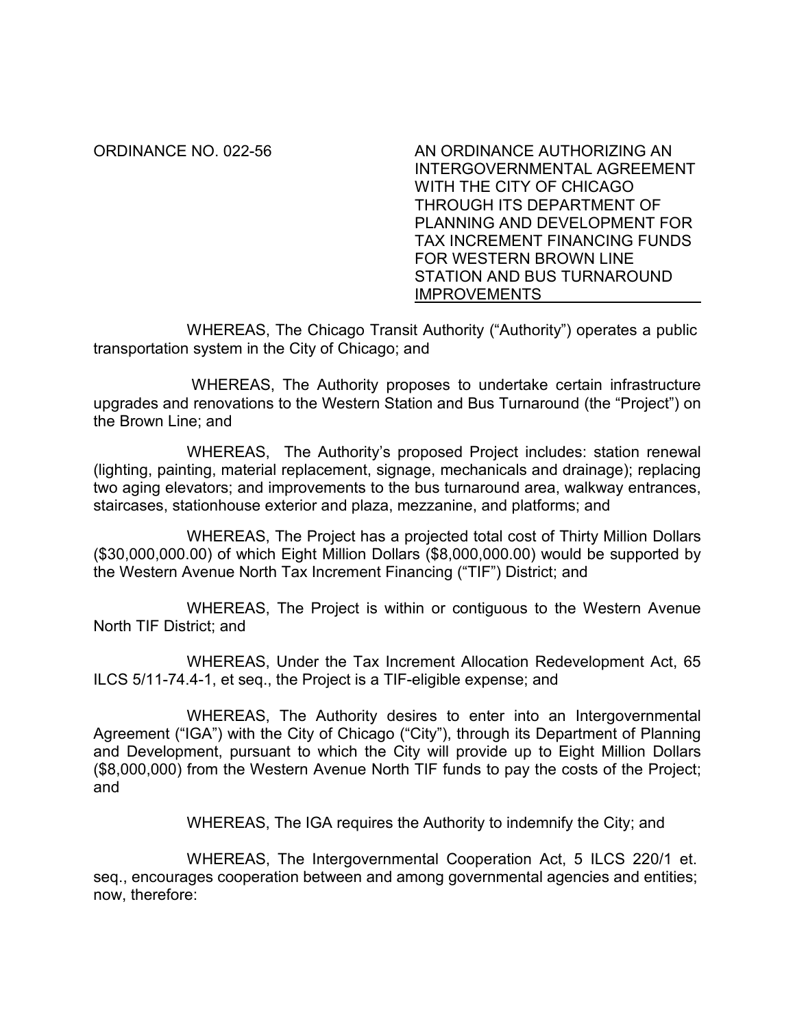ORDINANCE NO. 022-56

**AN ORDINANCE AUTHORIZING AN INTERGOVERNMENTAL AGREEMENT WITH THE CITY OF CHICAGO THROUGH ITS DEPARTMENT OF PLANNING AND DEVELOPMENT FOR TAX INCREMENT FINANCING FUNDS FOR WESTERN BROWN LINE STATION AND BUS TURNAROUND IMPROVEMENTS**

WHEREAS, The Chicago Transit Authority ("Authority") operates a public transportation system in the City of Chicago; and

WHEREAS, The Authority proposes to undertake certain infrastructure upgrades and renovations to the Western Station and Bus Turnaround (the "Project") on the Brown Line; and

WHEREAS, The Authority's proposed Project includes: station renewal (lighting, painting, material replacement, signage, mechanicals and drainage); replacing two aging elevators; and improvements to the bus turnaround area, walkway entrances, staircases, stationhouse exterior and plaza, mezzanine, and platforms; and

WHEREAS, The Project has a projected total cost of Thirty Million Dollars ($30,000,000.00) of which Eight Million Dollars ($8,000,000.00) would be supported by the Western Avenue North Tax Increment Financing ("TIF") District; and

WHEREAS, The Project is within or contiguous to the Western Avenue North TIF District; and

WHEREAS, Under the Tax Increment Allocation Redevelopment Act, 65 ILCS 5/11-74.4-1, et seq., the Project is a TIF-eligible expense; and

WHEREAS, The Authority desires to enter into an Intergovernmental Agreement ("IGA") with the City of Chicago ("City"), through its Department of Planning and Development, pursuant to which the City will provide up to Eight Million Dollars ($8,000,000) from the Western Avenue North TIF funds to pay the costs of the Project; and

WHEREAS, The IGA requires the Authority to indemnify the City; and

WHEREAS, The Intergovernmental Cooperation Act, 5 ILCS 220/1 et. seq., encourages cooperation between and among governmental agencies and entities; now, therefore: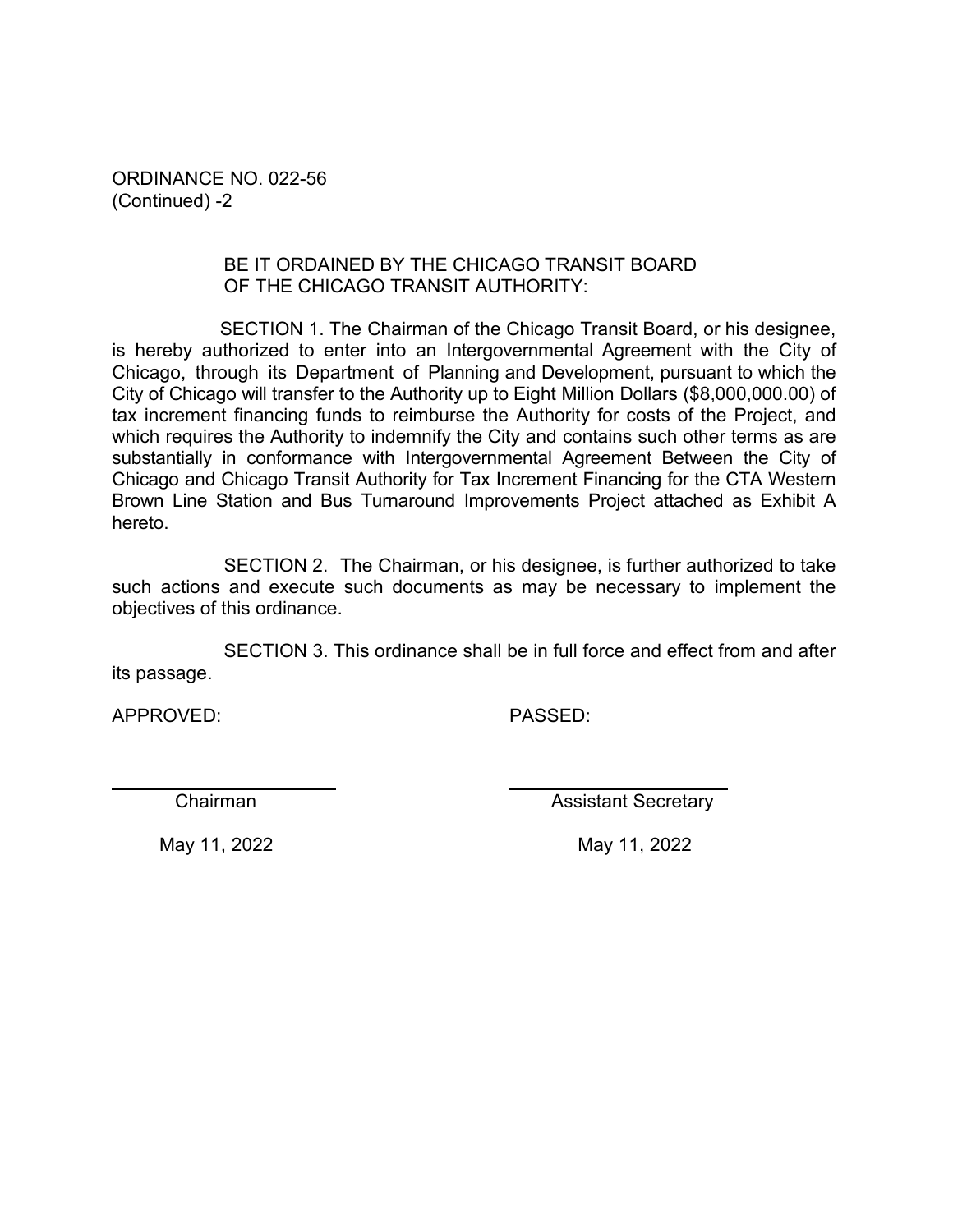ORDINANCE NO. 022-56
(Continued) -2

BE IT ORDAINED BY THE CHICAGO TRANSIT BOARD
OF THE CHICAGO TRANSIT AUTHORITY:

SECTION 1. The Chairman of the Chicago Transit Board, or his designee, is hereby authorized to enter into an Intergovernmental Agreement with the City of Chicago, through its Department of Planning and Development, pursuant to which the City of Chicago will transfer to the Authority up to Eight Million Dollars ($8,000,000.00) of tax increment financing funds to reimburse the Authority for costs of the Project, and which requires the Authority to indemnify the City and contains such other terms as are substantially in conformance with Intergovernmental Agreement Between the City of Chicago and Chicago Transit Authority for Tax Increment Financing for the CTA Western Brown Line Station and Bus Turnaround Improvements Project attached as Exhibit A hereto.

SECTION 2. The Chairman, or his designee, is further authorized to take such actions and execute such documents as may be necessary to implement the objectives of this ordinance.

SECTION 3. This ordinance shall be in full force and effect from and after its passage.

APPROVED: PASSED:

Chairman

May 11, 2022

Assistant Secretary

May 11, 2022